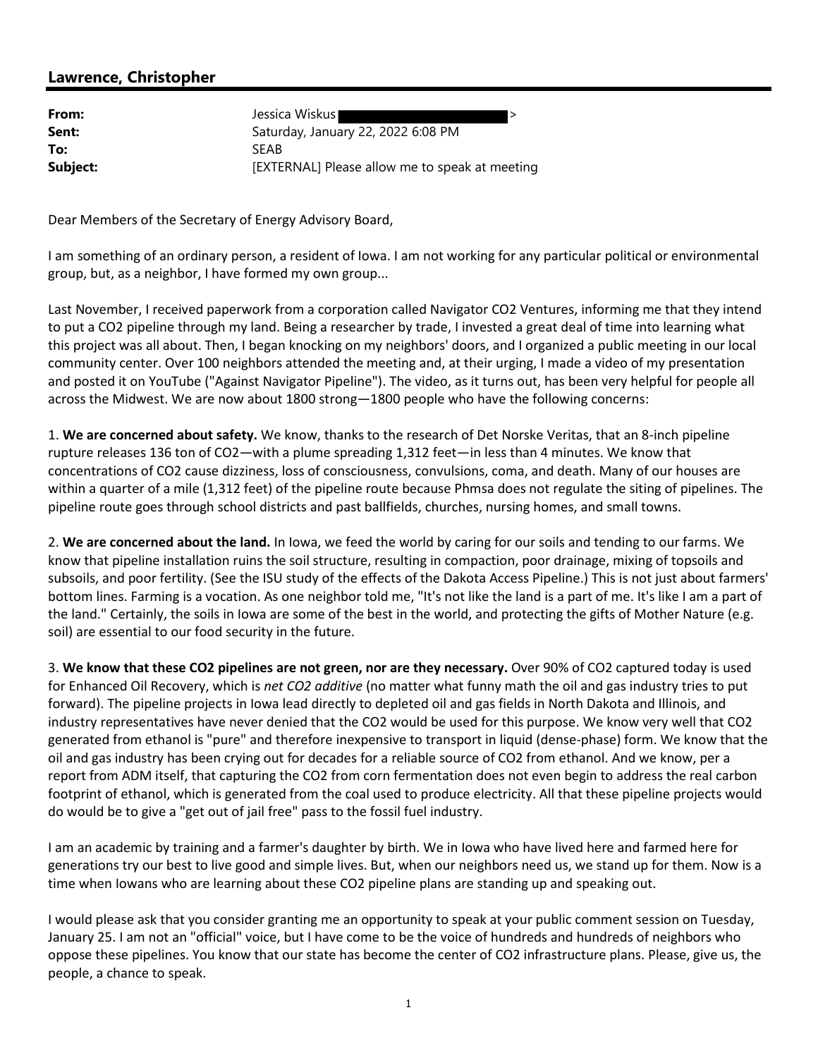## Lawrence, Christopher

| | |
|---|---|
| **From:** | Jessica Wiskus >|
| **Sent:** | Saturday, January 22, 2022 6:08 PM |
| **To:** | SEAB |
| **Subject:** | [EXTERNAL] Please allow me to speak at meeting |

Dear Members of the Secretary of Energy Advisory Board,

I am something of an ordinary person, a resident of Iowa. I am not working for any particular political or environmental group, but, as a neighbor, I have formed my own group...

Last November, I received paperwork from a corporation called Navigator CO2 Ventures, informing me that they intend to put a CO2 pipeline through my land. Being a researcher by trade, I invested a great deal of time into learning what this project was all about. Then, I began knocking on my neighbors' doors, and I organized a public meeting in our local community center. Over 100 neighbors attended the meeting and, at their urging, I made a video of my presentation and posted it on YouTube ("Against Navigator Pipeline"). The video, as it turns out, has been very helpful for people all across the Midwest. We are now about 1800 strong—1800 people who have the following concerns:

1. **We are concerned about safety.** We know, thanks to the research of Det Norske Veritas, that an 8-inch pipeline rupture releases 136 ton of CO2—with a plume spreading 1,312 feet—in less than 4 minutes. We know that concentrations of CO2 cause dizziness, loss of consciousness, convulsions, coma, and death. Many of our houses are within a quarter of a mile (1,312 feet) of the pipeline route because Phmsa does not regulate the siting of pipelines. The pipeline route goes through school districts and past ballfields, churches, nursing homes, and small towns.

2. **We are concerned about the land.** In Iowa, we feed the world by caring for our soils and tending to our farms. We know that pipeline installation ruins the soil structure, resulting in compaction, poor drainage, mixing of topsoils and subsoils, and poor fertility. (See the ISU study of the effects of the Dakota Access Pipeline.) This is not just about farmers' bottom lines. Farming is a vocation. As one neighbor told me, "It's not like the land is a part of me. It's like I am a part of the land." Certainly, the soils in Iowa are some of the best in the world, and protecting the gifts of Mother Nature (e.g. soil) are essential to our food security in the future.

3. **We know that these CO2 pipelines are not green, nor are they necessary.** Over 90% of CO2 captured today is used for Enhanced Oil Recovery, which is *net CO2 additive* (no matter what funny math the oil and gas industry tries to put forward). The pipeline projects in Iowa lead directly to depleted oil and gas fields in North Dakota and Illinois, and industry representatives have never denied that the CO2 would be used for this purpose. We know very well that CO2 generated from ethanol is "pure" and therefore inexpensive to transport in liquid (dense-phase) form. We know that the oil and gas industry has been crying out for decades for a reliable source of CO2 from ethanol. And we know, per a report from ADM itself, that capturing the CO2 from corn fermentation does not even begin to address the real carbon footprint of ethanol, which is generated from the coal used to produce electricity. All that these pipeline projects would do would be to give a "get out of jail free" pass to the fossil fuel industry.

I am an academic by training and a farmer's daughter by birth. We in Iowa who have lived here and farmed here for generations try our best to live good and simple lives. But, when our neighbors need us, we stand up for them. Now is a time when Iowans who are learning about these CO2 pipeline plans are standing up and speaking out.

I would please ask that you consider granting me an opportunity to speak at your public comment session on Tuesday, January 25. I am not an "official" voice, but I have come to be the voice of hundreds and hundreds of neighbors who oppose these pipelines. You know that our state has become the center of CO2 infrastructure plans. Please, give us, the people, a chance to speak.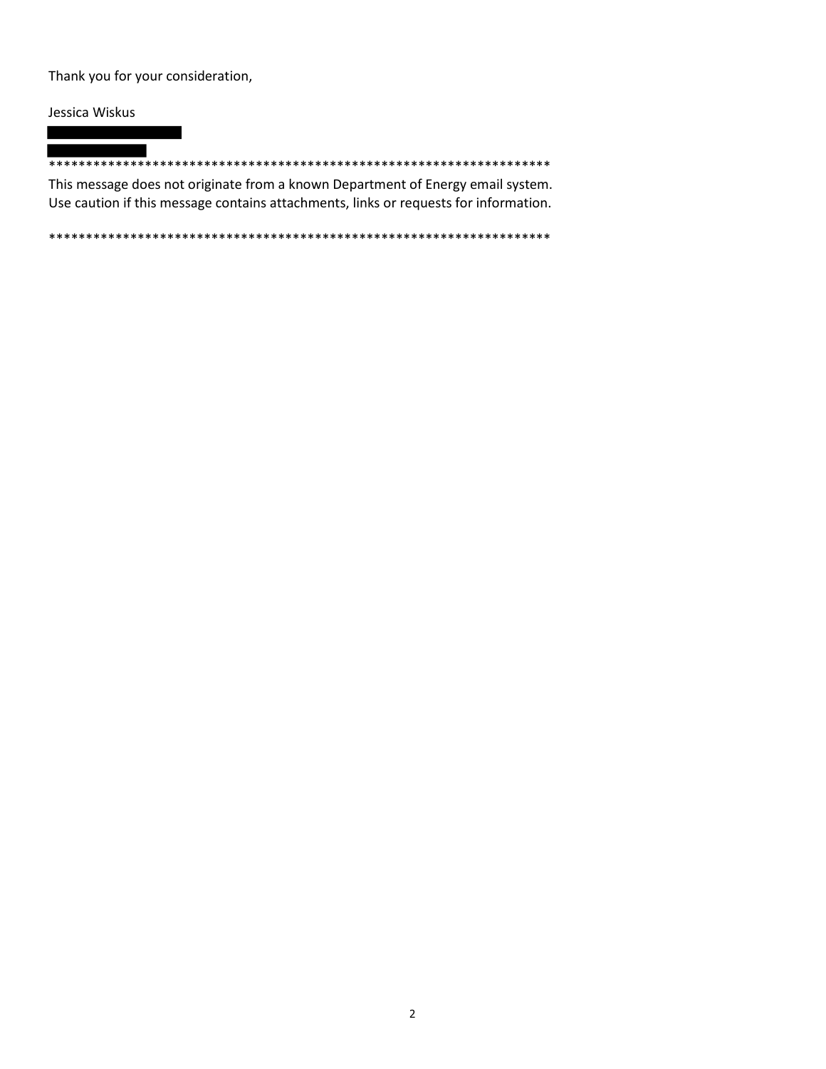Thank you for your consideration,

Jessica Wiskus

*********************************************************************
This message does not originate from a known Department of Energy email system.
Use caution if this message contains attachments, links or requests for information.

*********************************************************************